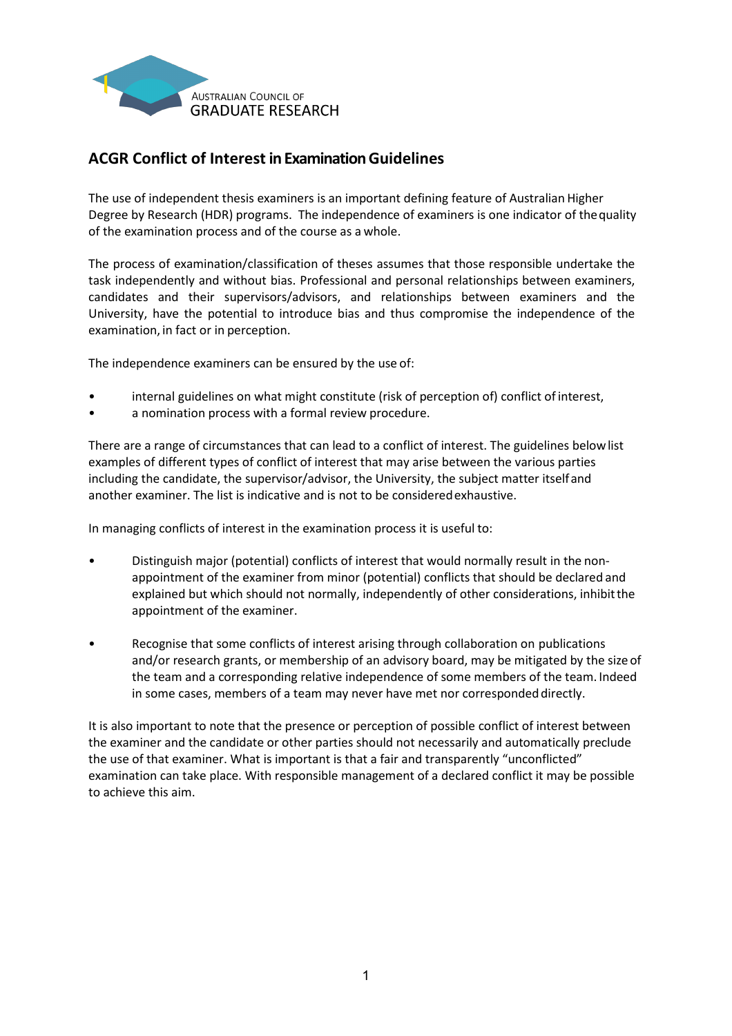Australian Council of
GRADUATE RESEARCH

## ACGR Conflict of Interest in Examination Guidelines

The use of independent thesis examiners is an important defining feature of Australian Higher Degree by Research (HDR) programs. The independence of examiners is one indicator of the quality of the examination process and of the course as a whole.

The process of examination/classification of theses assumes that those responsible undertake the task independently and without bias. Professional and personal relationships between examiners, candidates and their supervisors/advisors, and relationships between examiners and the University, have the potential to introduce bias and thus compromise the independence of the examination, in fact or in perception.

The independence examiners can be ensured by the use of:

- internal guidelines on what might constitute (risk of perception of) conflict of interest,
- a nomination process with a formal review procedure.

There are a range of circumstances that can lead to a conflict of interest. The guidelines below list examples of different types of conflict of interest that may arise between the various parties including the candidate, the supervisor/advisor, the University, the subject matter itself and another examiner. The list is indicative and is not to be considered exhaustive.

In managing conflicts of interest in the examination process it is useful to:

- Distinguish major (potential) conflicts of interest that would normally result in the non-appointment of the examiner from minor (potential) conflicts that should be declared and explained but which should not normally, independently of other considerations, inhibit the appointment of the examiner.

- Recognise that some conflicts of interest arising through collaboration on publications and/or research grants, or membership of an advisory board, may be mitigated by the size of the team and a corresponding relative independence of some members of the team. Indeed in some cases, members of a team may never have met nor corresponded directly.

It is also important to note that the presence or perception of possible conflict of interest between the examiner and the candidate or other parties should not necessarily and automatically preclude the use of that examiner. What is important is that a fair and transparently "unconflicted" examination can take place. With responsible management of a declared conflict it may be possible to achieve this aim.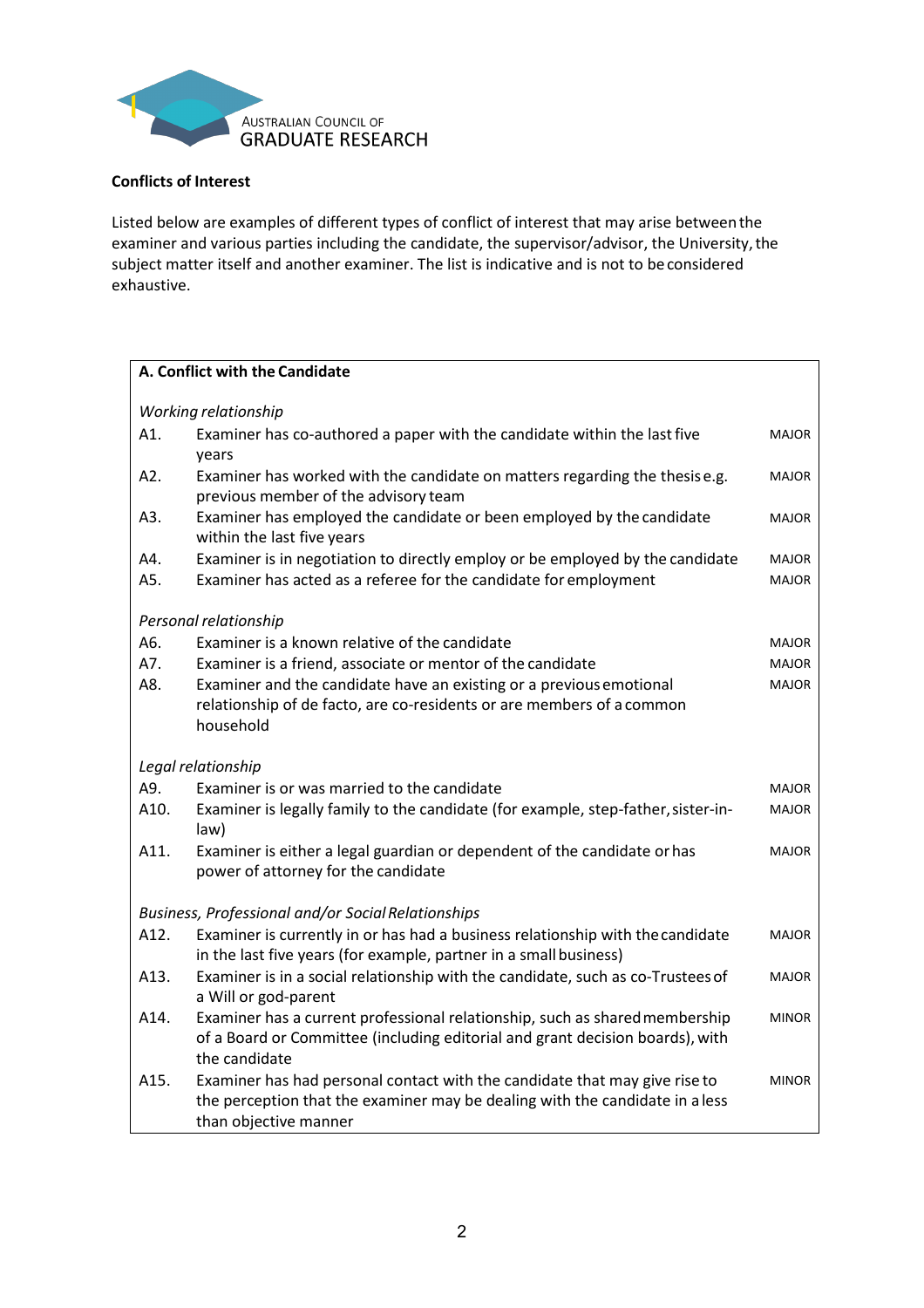**Conflicts of Interest**

Listed below are examples of different types of conflict of interest that may arise between the examiner and various parties including the candidate, the supervisor/advisor, the University, the subject matter itself and another examiner. The list is indicative and is not to be considered exhaustive.

| **A. Conflict with the Candidate** | | |
|---|---|---|
| *Working relationship* | | |
| A1. | Examiner has co-authored a paper with the candidate within the last five years | MAJOR |
| A2. | Examiner has worked with the candidate on matters regarding the thesis e.g. previous member of the advisory team | MAJOR |
| A3. | Examiner has employed the candidate or been employed by the candidate within the last five years | MAJOR |
| A4. | Examiner is in negotiation to directly employ or be employed by the candidate | MAJOR |
| A5. | Examiner has acted as a referee for the candidate for employment | MAJOR |
| *Personal relationship* | | |
| A6. | Examiner is a known relative of the candidate | MAJOR |
| A7. | Examiner is a friend, associate or mentor of the candidate | MAJOR |
| A8. | Examiner and the candidate have an existing or a previous emotional relationship of de facto, are co-residents or are members of a common household | MAJOR |
| *Legal relationship* | | |
| A9. | Examiner is or was married to the candidate | MAJOR |
| A10. | Examiner is legally family to the candidate (for example, step-father, sister-in-law) | MAJOR |
| A11. | Examiner is either a legal guardian or dependent of the candidate or has power of attorney for the candidate | MAJOR |
| *Business, Professional and/or Social Relationships* | | |
| A12. | Examiner is currently in or has had a business relationship with the candidate in the last five years (for example, partner in a small business) | MAJOR |
| A13. | Examiner is in a social relationship with the candidate, such as co-Trustees of a Will or god-parent | MAJOR |
| A14. | Examiner has a current professional relationship, such as shared membership of a Board or Committee (including editorial and grant decision boards), with the candidate | MINOR |
| A15. | Examiner has had personal contact with the candidate that may give rise to the perception that the examiner may be dealing with the candidate in a less than objective manner | MINOR |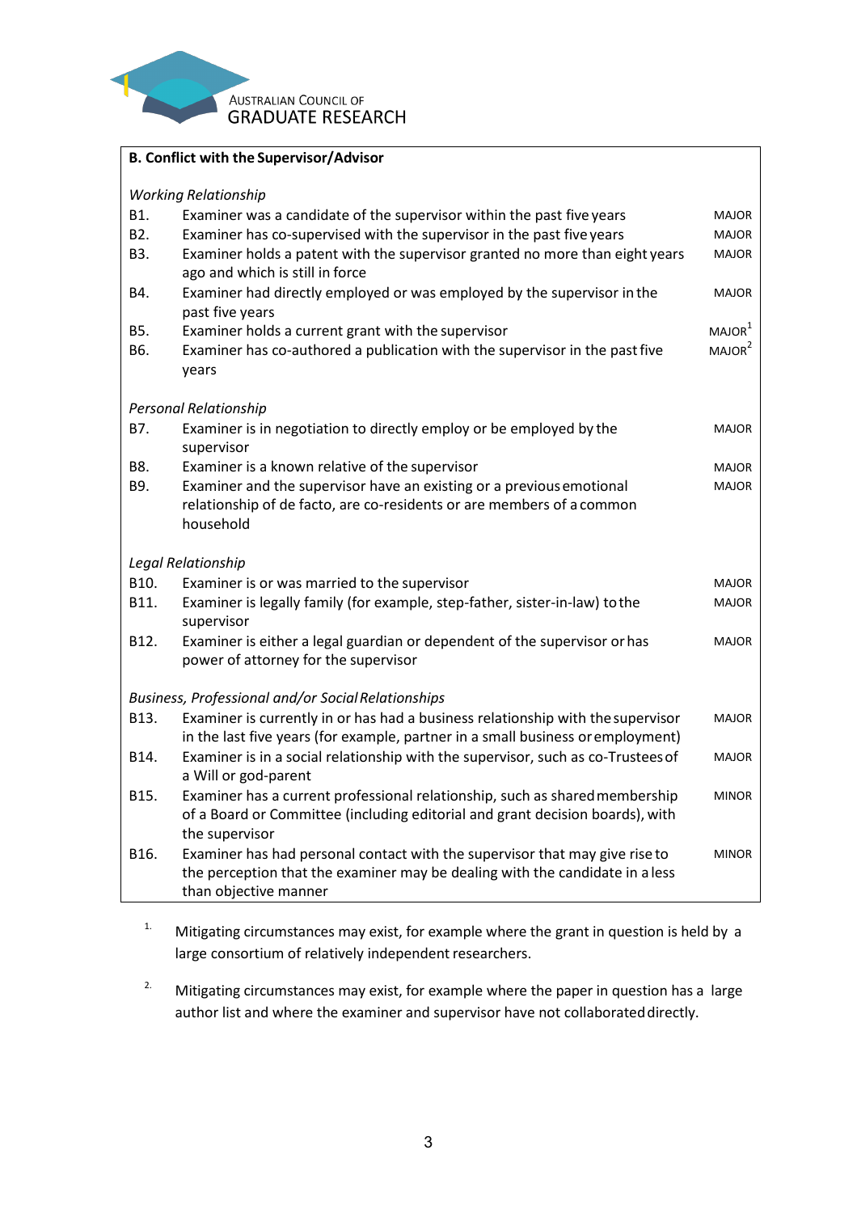| B. Conflict with the Supervisor/Advisor | | |
|---|---|---|
| *Working Relationship* | | |
| B1. | Examiner was a candidate of the supervisor within the past five years | MAJOR |
| B2. | Examiner has co-supervised with the supervisor in the past five years | MAJOR |
| B3. | Examiner holds a patent with the supervisor granted no more than eight years ago and which is still in force | MAJOR |
| B4. | Examiner had directly employed or was employed by the supervisor in the past five years | MAJOR |
| B5. | Examiner holds a current grant with the supervisor | MAJOR[1] |
| B6. | Examiner has co-authored a publication with the supervisor in the past five years | MAJOR[2] |
| *Personal Relationship* | | |
| B7. | Examiner is in negotiation to directly employ or be employed by the supervisor | MAJOR |
| B8. | Examiner is a known relative of the supervisor | MAJOR |
| B9. | Examiner and the supervisor have an existing or a previous emotional relationship of de facto, are co-residents or are members of a common household | MAJOR |
| *Legal Relationship* | | |
| B10. | Examiner is or was married to the supervisor | MAJOR |
| B11. | Examiner is legally family (for example, step-father, sister-in-law) to the supervisor | MAJOR |
| B12. | Examiner is either a legal guardian or dependent of the supervisor or has power of attorney for the supervisor | MAJOR |
| *Business, Professional and/or Social Relationships* | | |
| B13. | Examiner is currently in or has had a business relationship with the supervisor in the last five years (for example, partner in a small business or employment) | MAJOR |
| B14. | Examiner is in a social relationship with the supervisor, such as co-Trustees of a Will or god-parent | MAJOR |
| B15. | Examiner has a current professional relationship, such as shared membership of a Board or Committee (including editorial and grant decision boards), with the supervisor | MINOR |
| B16. | Examiner has had personal contact with the supervisor that may give rise to the perception that the examiner may be dealing with the candidate in a less than objective manner | MINOR |

1. Mitigating circumstances may exist, for example where the grant in question is held by a large consortium of relatively independent researchers.

2. Mitigating circumstances may exist, for example where the paper in question has a large author list and where the examiner and supervisor have not collaborated directly.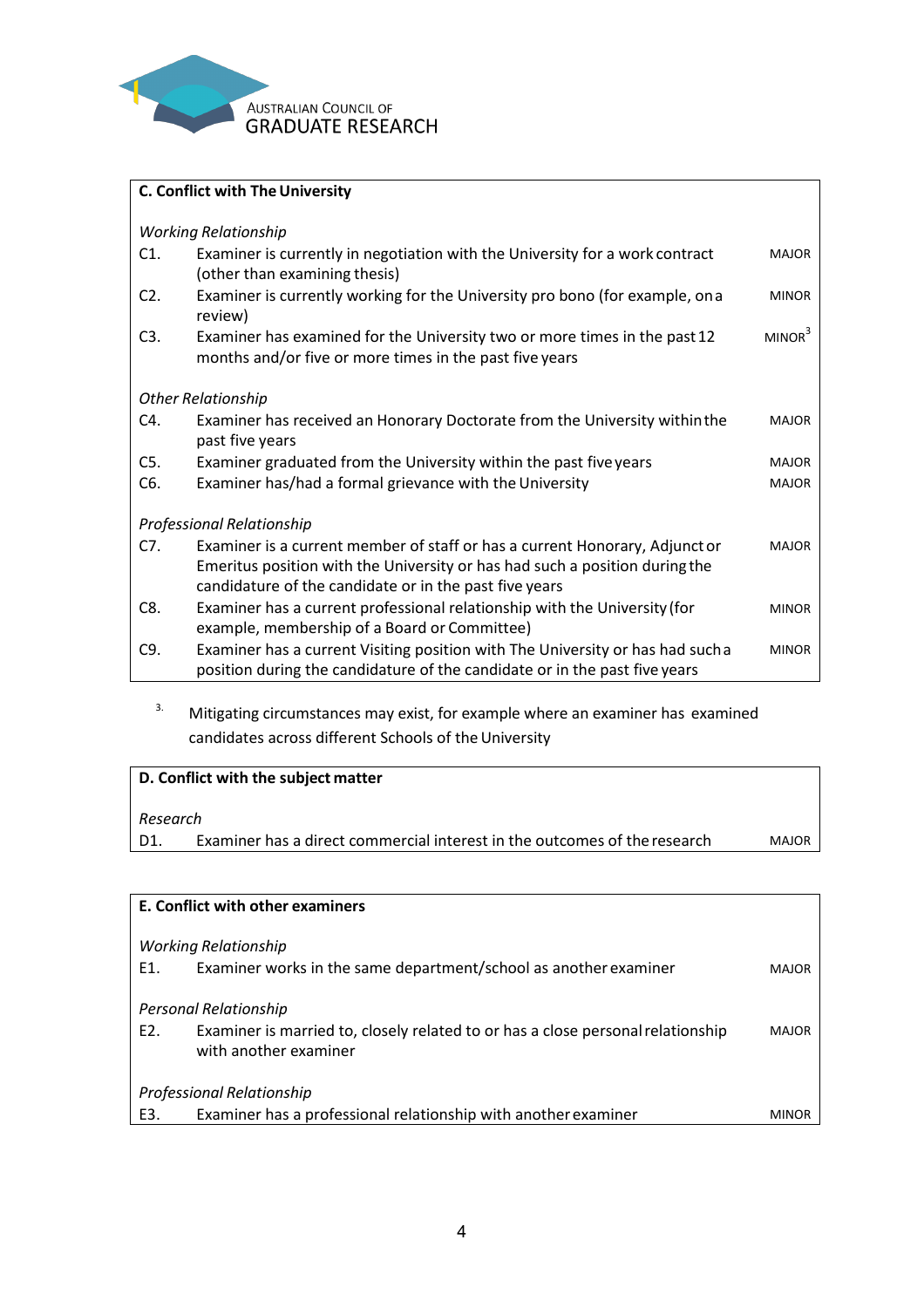**C. Conflict with The University**

| | | |
|---|---|---|
| *Working Relationship* | | |
| C1. | Examiner is currently in negotiation with the University for a work contract (other than examining thesis) | MAJOR |
| C2. | Examiner is currently working for the University pro bono (for example, on a review) | MINOR |
| C3. | Examiner has examined for the University two or more times in the past 12 months and/or five or more times in the past five years | MINOR[3] |
| *Other Relationship* | | |
| C4. | Examiner has received an Honorary Doctorate from the University within the past five years | MAJOR |
| C5. | Examiner graduated from the University within the past five years | MAJOR |
| C6. | Examiner has/had a formal grievance with the University | MAJOR |
| *Professional Relationship* | | |
| C7. | Examiner is a current member of staff or has a current Honorary, Adjunct or Emeritus position with the University or has had such a position during the candidature of the candidate or in the past five years | MAJOR |
| C8. | Examiner has a current professional relationship with the University (for example, membership of a Board or Committee) | MINOR |
| C9. | Examiner has a current Visiting position with The University or has had such a position during the candidature of the candidate or in the past five years | MINOR |

[3.] Mitigating circumstances may exist, for example where an examiner has examined candidates across different Schools of the University

**D. Conflict with the subject matter**

| | | |
|---|---|---|
| *Research* | | |
| D1. | Examiner has a direct commercial interest in the outcomes of the research | MAJOR |

**E. Conflict with other examiners**

| | | |
|---|---|---|
| *Working Relationship* | | |
| E1. | Examiner works in the same department/school as another examiner | MAJOR |
| *Personal Relationship* | | |
| E2. | Examiner is married to, closely related to or has a close personal relationship with another examiner | MAJOR |
| *Professional Relationship* | | |
| E3. | Examiner has a professional relationship with another examiner | MINOR |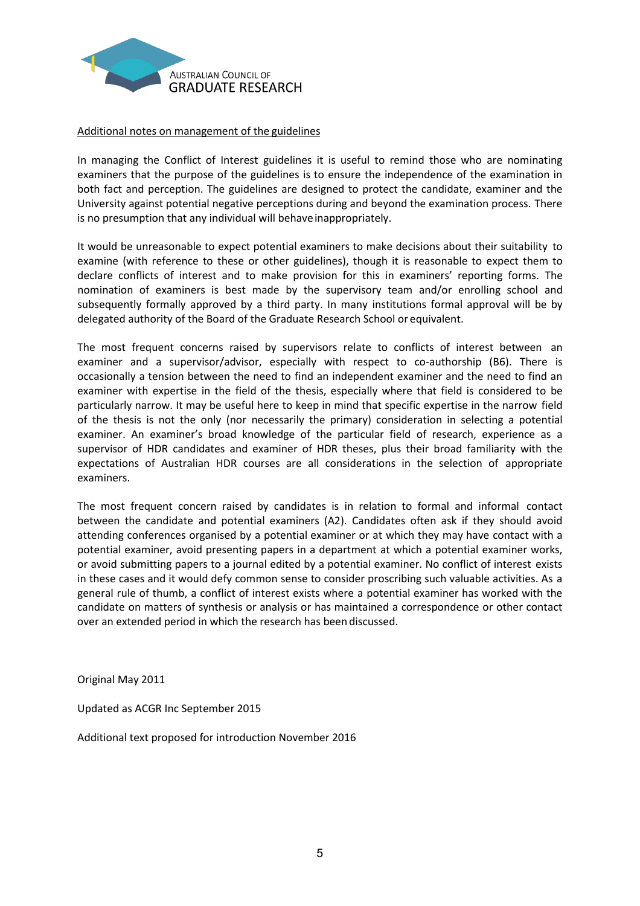Additional notes on management of the guidelines

In managing the Conflict of Interest guidelines it is useful to remind those who are nominating examiners that the purpose of the guidelines is to ensure the independence of the examination in both fact and perception. The guidelines are designed to protect the candidate, examiner and the University against potential negative perceptions during and beyond the examination process. There is no presumption that any individual will behave inappropriately.

It would be unreasonable to expect potential examiners to make decisions about their suitability to examine (with reference to these or other guidelines), though it is reasonable to expect them to declare conflicts of interest and to make provision for this in examiners' reporting forms. The nomination of examiners is best made by the supervisory team and/or enrolling school and subsequently formally approved by a third party. In many institutions formal approval will be by delegated authority of the Board of the Graduate Research School or equivalent.

The most frequent concerns raised by supervisors relate to conflicts of interest between an examiner and a supervisor/advisor, especially with respect to co-authorship (B6). There is occasionally a tension between the need to find an independent examiner and the need to find an examiner with expertise in the field of the thesis, especially where that field is considered to be particularly narrow. It may be useful here to keep in mind that specific expertise in the narrow field of the thesis is not the only (nor necessarily the primary) consideration in selecting a potential examiner. An examiner's broad knowledge of the particular field of research, experience as a supervisor of HDR candidates and examiner of HDR theses, plus their broad familiarity with the expectations of Australian HDR courses are all considerations in the selection of appropriate examiners.

The most frequent concern raised by candidates is in relation to formal and informal contact between the candidate and potential examiners (A2). Candidates often ask if they should avoid attending conferences organised by a potential examiner or at which they may have contact with a potential examiner, avoid presenting papers in a department at which a potential examiner works, or avoid submitting papers to a journal edited by a potential examiner. No conflict of interest exists in these cases and it would defy common sense to consider proscribing such valuable activities. As a general rule of thumb, a conflict of interest exists where a potential examiner has worked with the candidate on matters of synthesis or analysis or has maintained a correspondence or other contact over an extended period in which the research has been discussed.

Original May 2011

Updated as ACGR Inc September 2015

Additional text proposed for introduction November 2016